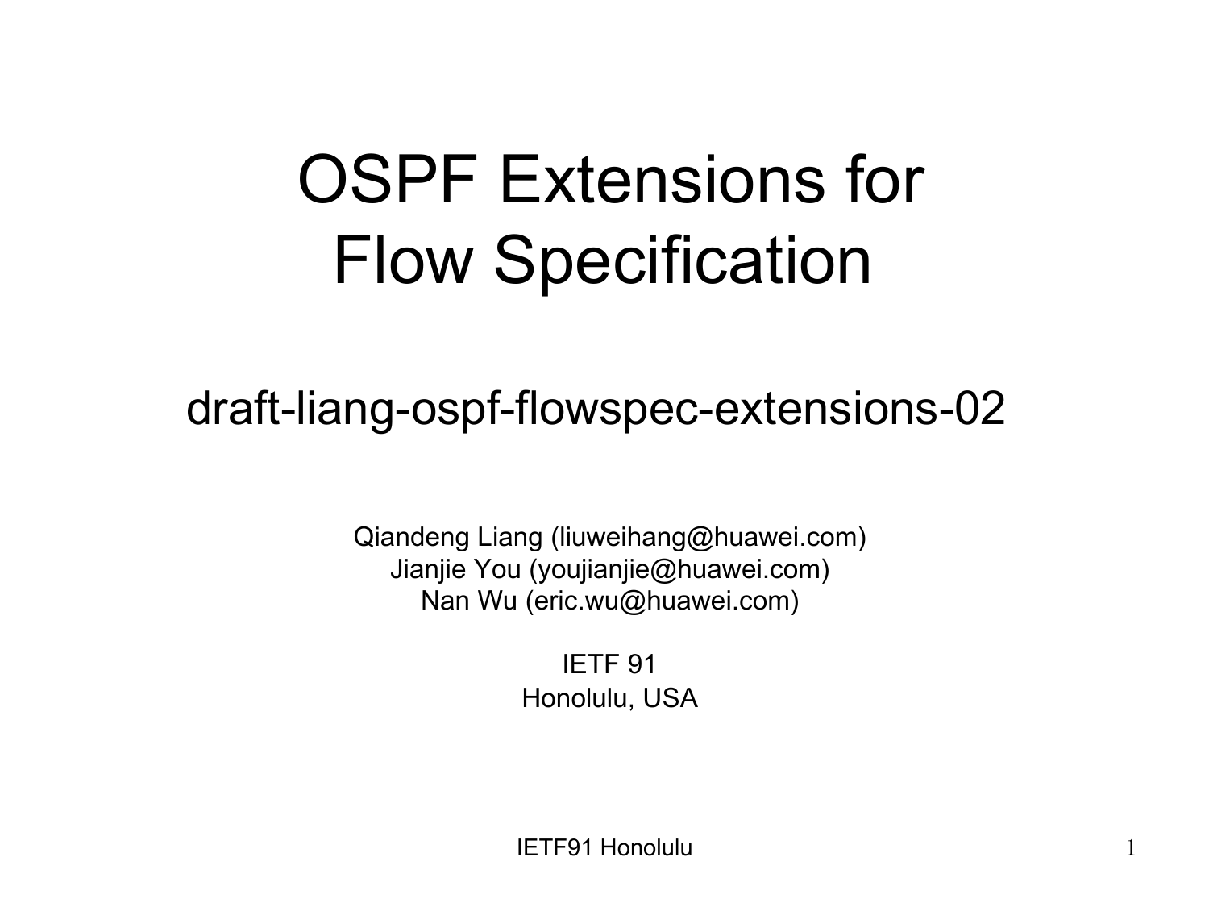# OSPF Extensions for Flow Specification

## draft-liang-ospf-flowspec-extensions-02

Qiandeng Liang (liuweihang@huawei.com)
Jianjie You (youjianjie@huawei.com)
Nan Wu (eric.wu@huawei.com)

IETF 91
Honolulu, USA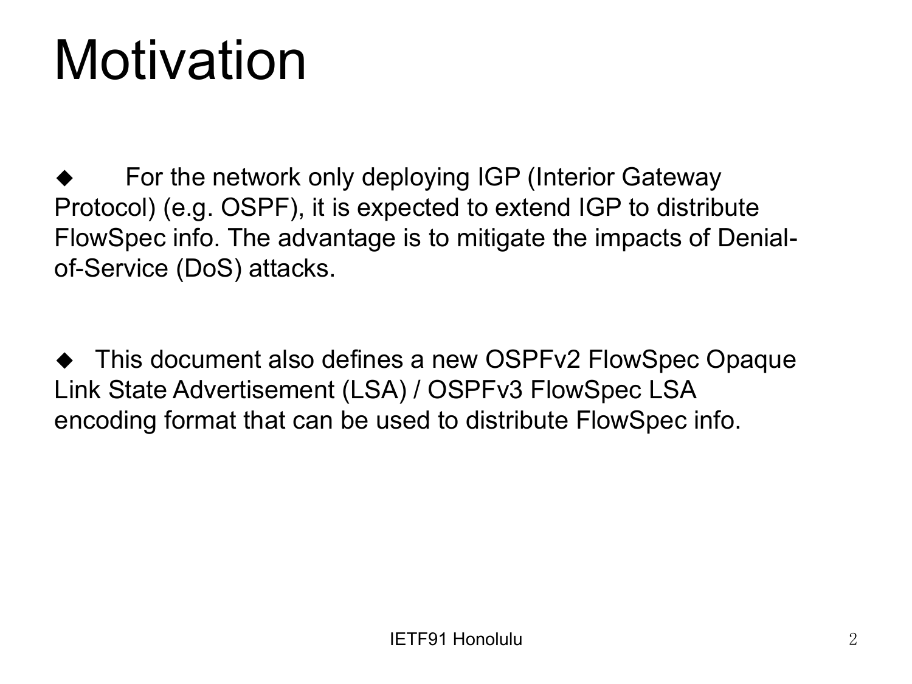# Motivation

- For the network only deploying IGP (Interior Gateway Protocol) (e.g. OSPF), it is expected to extend IGP to distribute FlowSpec info. The advantage is to mitigate the impacts of Denial-of-Service (DoS) attacks.

- This document also defines a new OSPFv2 FlowSpec Opaque Link State Advertisement (LSA) / OSPFv3 FlowSpec LSA encoding format that can be used to distribute FlowSpec info.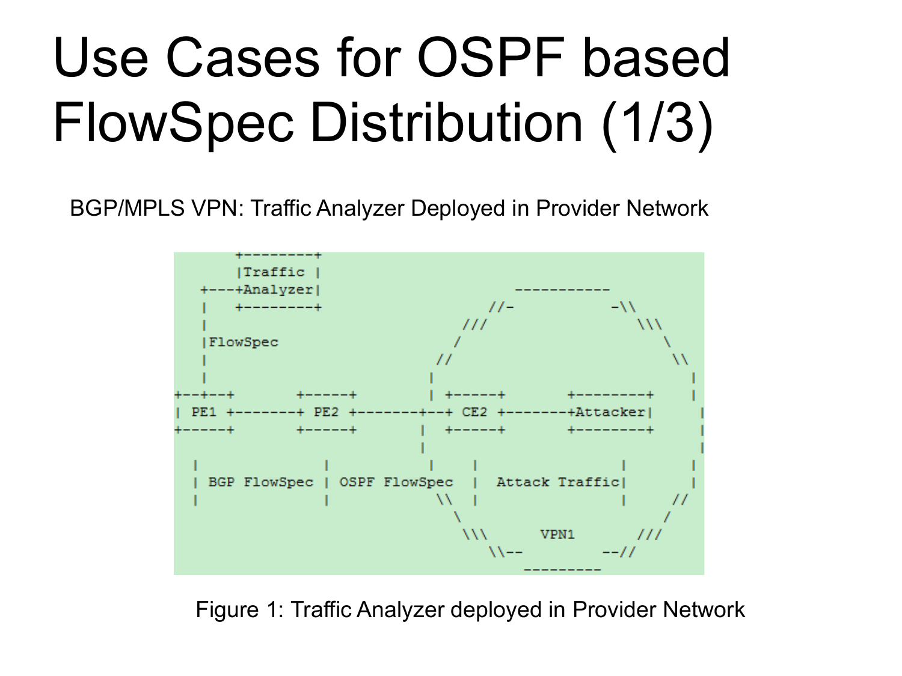# Use Cases for OSPF based FlowSpec Distribution (1/3)

BGP/MPLS VPN: Traffic Analyzer Deployed in Provider Network

```
       +---------+
       |Traffic |
   +---+Analyzer|                             -----------
   |   +---------+                       //-             -\\
   |                                  ///                   \\\
   |FlowSpec                         /                         \
   |                              //                             \\
   |                             |                                 |
+--+--+       +-----+            | +-----+       +---------+       |
| PE1 +-------+ PE2 +------------+--+ CE2 +-------+Attacker|       |
+-----+       +-----+           |  +-----+       +---------+       |
                                 |                                 |
  |             |               |   |                |             |
  | BGP FlowSpec | OSPF FlowSpec    |  Attack Traffic|             |
  |             |              \\   |                |            //
                                  \                               /
                                  \\\       VPN1              ///
                                     \\--                 --//
                                         ---------
```

Figure 1: Traffic Analyzer deployed in Provider Network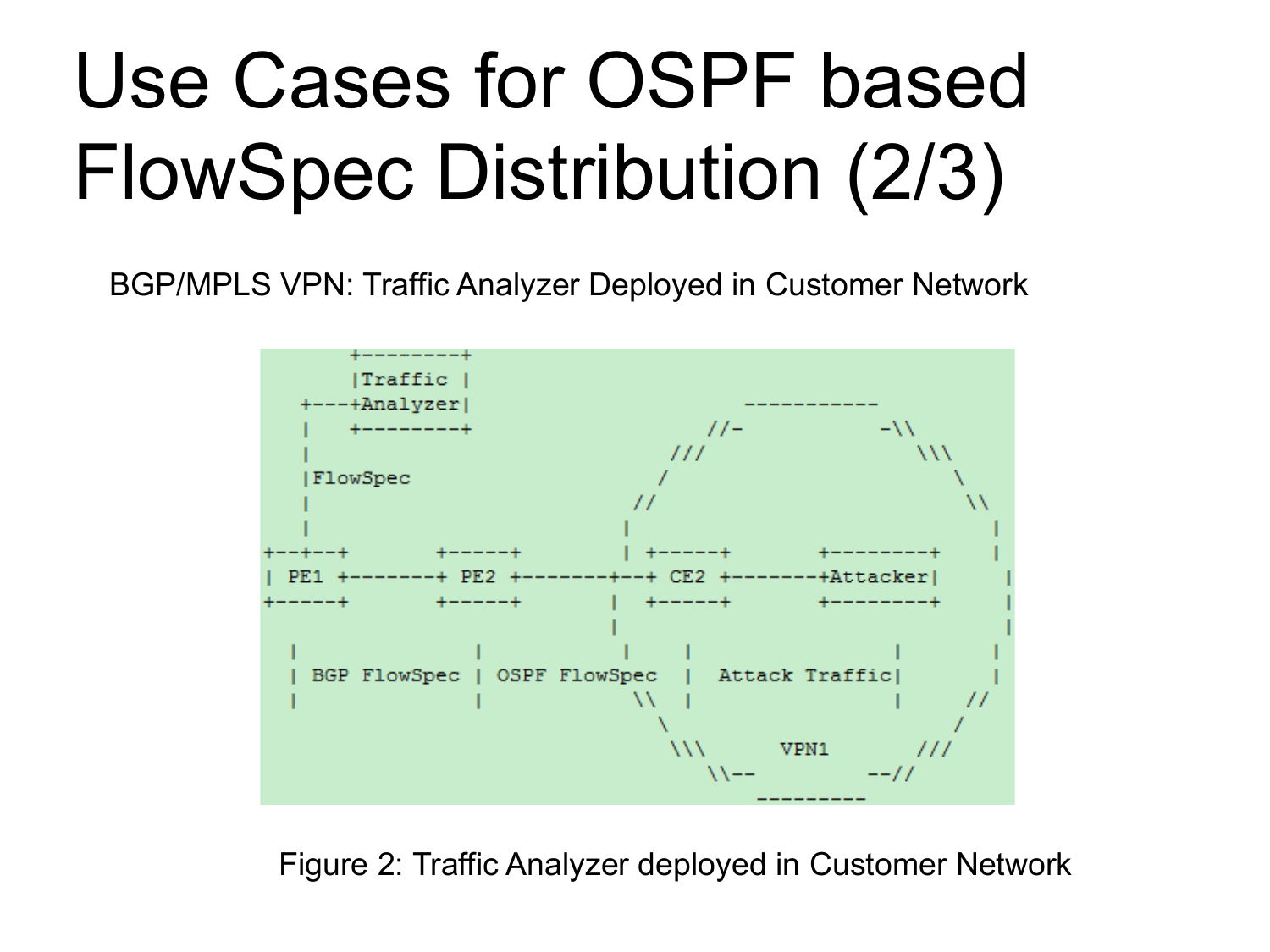# Use Cases for OSPF based FlowSpec Distribution (2/3)

BGP/MPLS VPN: Traffic Analyzer Deployed in Customer Network

```
        +---------+
        |Traffic  |
    +---+Analyzer|                        -----------
    |   +---------+                   //-           -\\
    |                              ///                 \\\
    |FlowSpec                     /                       \
    |                           //                         \\
    |                           |                            |
+--+--+       +-----+          | +-----+       +---------+    |
| PE1 +-------+ PE2 +--------+--+ CE2 +--------+Attacker|     |
+-----+       +-----+          |  +-----+       +---------+    |
                               |                              |
  |               |            |   |                 |        |
  | BGP FlowSpec  | OSPF FlowSpec  |  Attack Traffic |        |
  |               |           \\   |                 |      //
                               \                           /
                                \\\       VPN1         ///
                                   \\--            --//
                                       ---------
```

Figure 2: Traffic Analyzer deployed in Customer Network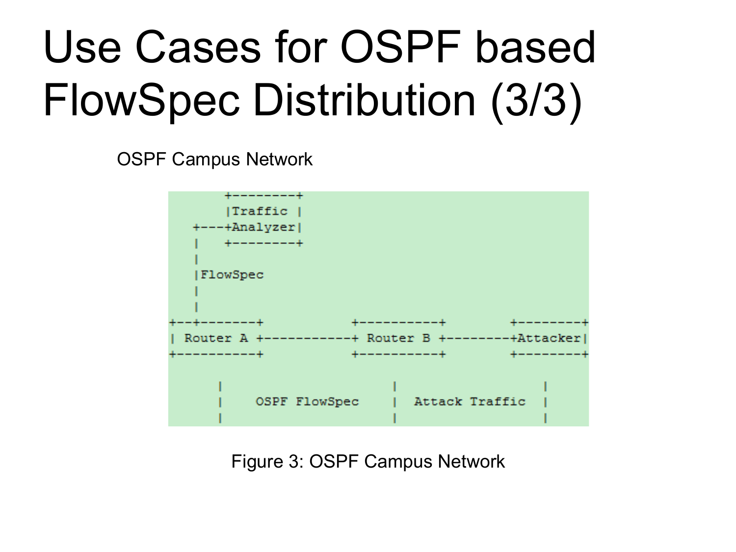# Use Cases for OSPF based FlowSpec Distribution (3/3)

OSPF Campus Network

```
       +--------+
       |Traffic |
   +---+Analyzer|
   |   +--------+
   |
   |FlowSpec
   |
   |
+--+-------+           +----------+       +--------+
| Router A +-----------+ Router B +-------+Attacker|
+----------+           +----------+       +--------+

      |                      |                   |
      |    OSPF FlowSpec     |  Attack Traffic   |
      |                      |                   |
```

Figure 3: OSPF Campus Network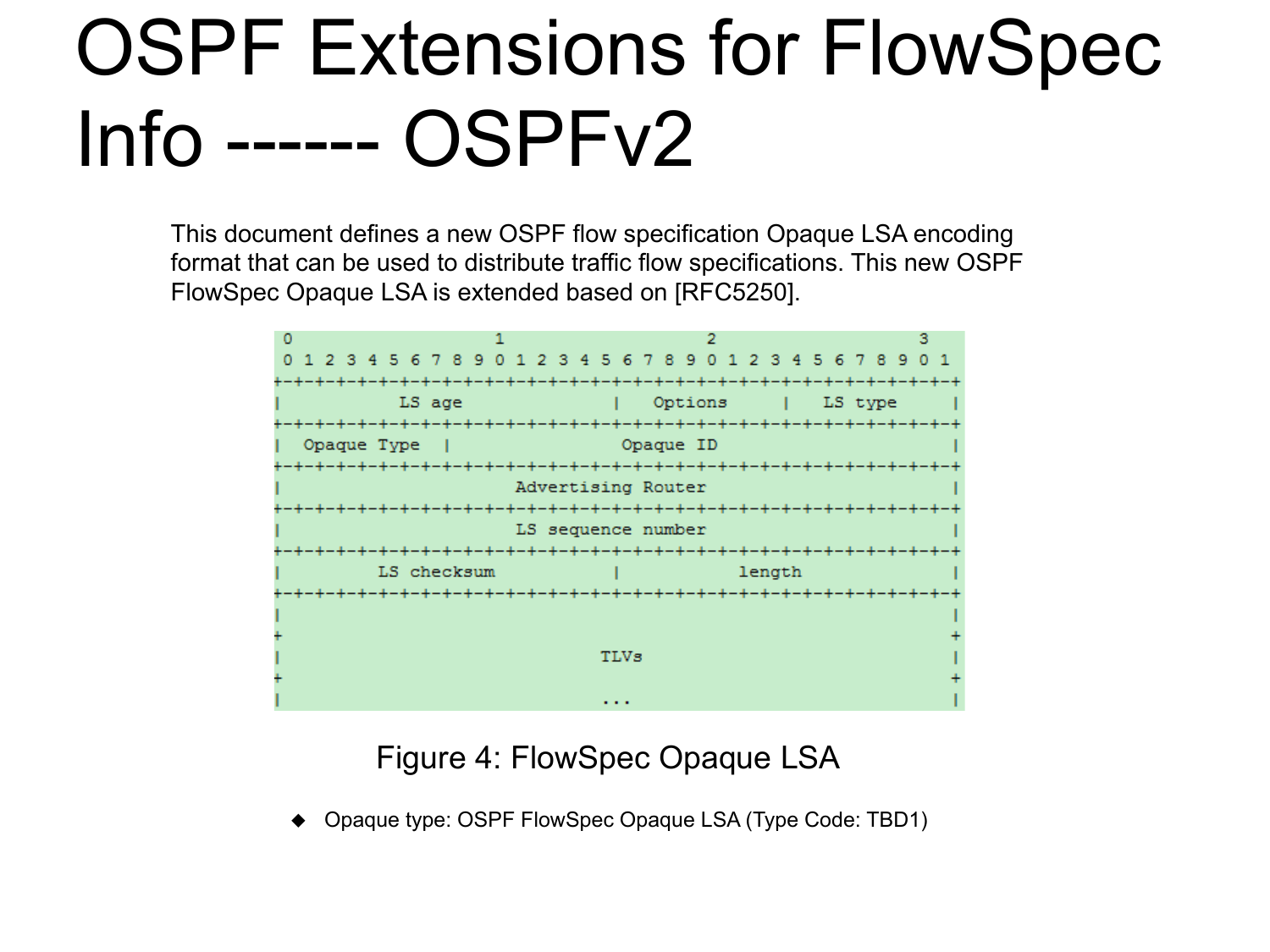# OSPF Extensions for FlowSpec Info ------ OSPFv2

This document defines a new OSPF flow specification Opaque LSA encoding format that can be used to distribute traffic flow specifications. This new OSPF FlowSpec Opaque LSA is extended based on [RFC5250].

```
 0                   1                   2                   3
 0 1 2 3 4 5 6 7 8 9 0 1 2 3 4 5 6 7 8 9 0 1 2 3 4 5 6 7 8 9 0 1
+-+-+-+-+-+-+-+-+-+-+-+-+-+-+-+-+-+-+-+-+-+-+-+-+-+-+-+-+-+-+-+-+
|            LS age             |    Options    |    LS type    |
+-+-+-+-+-+-+-+-+-+-+-+-+-+-+-+-+-+-+-+-+-+-+-+-+-+-+-+-+-+-+-+-+
|  Opaque Type  |                 Opaque ID                     |
+-+-+-+-+-+-+-+-+-+-+-+-+-+-+-+-+-+-+-+-+-+-+-+-+-+-+-+-+-+-+-+-+
|                      Advertising Router                       |
+-+-+-+-+-+-+-+-+-+-+-+-+-+-+-+-+-+-+-+-+-+-+-+-+-+-+-+-+-+-+-+-+
|                      LS sequence number                       |
+-+-+-+-+-+-+-+-+-+-+-+-+-+-+-+-+-+-+-+-+-+-+-+-+-+-+-+-+-+-+-+-+
|          LS checksum          |            length             |
+-+-+-+-+-+-+-+-+-+-+-+-+-+-+-+-+-+-+-+-+-+-+-+-+-+-+-+-+-+-+-+-+
|                                                               |
+                                                               +
|                             TLVs                              |
+                                                               +
|                             ...                               |
```

Figure 4: FlowSpec Opaque LSA

- Opaque type: OSPF FlowSpec Opaque LSA (Type Code: TBD1)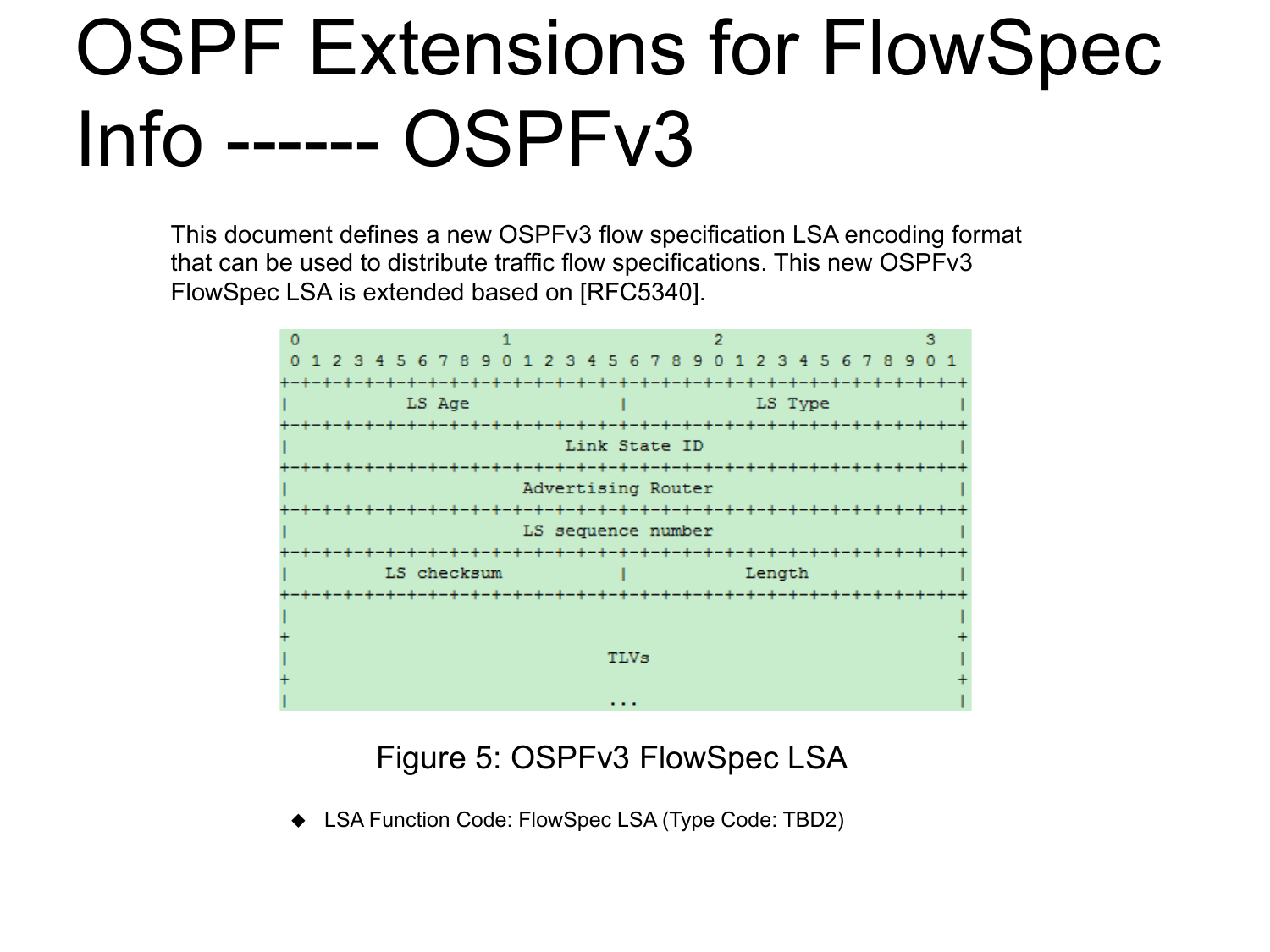# OSPF Extensions for FlowSpec Info ------ OSPFv3

This document defines a new OSPFv3 flow specification LSA encoding format that can be used to distribute traffic flow specifications. This new OSPFv3 FlowSpec LSA is extended based on [RFC5340].

```
 0                   1                   2                   3
 0 1 2 3 4 5 6 7 8 9 0 1 2 3 4 5 6 7 8 9 0 1 2 3 4 5 6 7 8 9 0 1
+-+-+-+-+-+-+-+-+-+-+-+-+-+-+-+-+-+-+-+-+-+-+-+-+-+-+-+-+-+-+-+-+
|           LS Age              |           LS Type             |
+-+-+-+-+-+-+-+-+-+-+-+-+-+-+-+-+-+-+-+-+-+-+-+-+-+-+-+-+-+-+-+-+
|                        Link State ID                          |
+-+-+-+-+-+-+-+-+-+-+-+-+-+-+-+-+-+-+-+-+-+-+-+-+-+-+-+-+-+-+-+-+
|                     Advertising Router                        |
+-+-+-+-+-+-+-+-+-+-+-+-+-+-+-+-+-+-+-+-+-+-+-+-+-+-+-+-+-+-+-+-+
|                     LS sequence number                        |
+-+-+-+-+-+-+-+-+-+-+-+-+-+-+-+-+-+-+-+-+-+-+-+-+-+-+-+-+-+-+-+-+
|         LS checksum           |            Length             |
+-+-+-+-+-+-+-+-+-+-+-+-+-+-+-+-+-+-+-+-+-+-+-+-+-+-+-+-+-+-+-+-+
|                                                               |
+                                                               +
|                              TLVs                             |
+                                                               +
|                              ...                              |
```

Figure 5: OSPFv3 FlowSpec LSA

- LSA Function Code: FlowSpec LSA (Type Code: TBD2)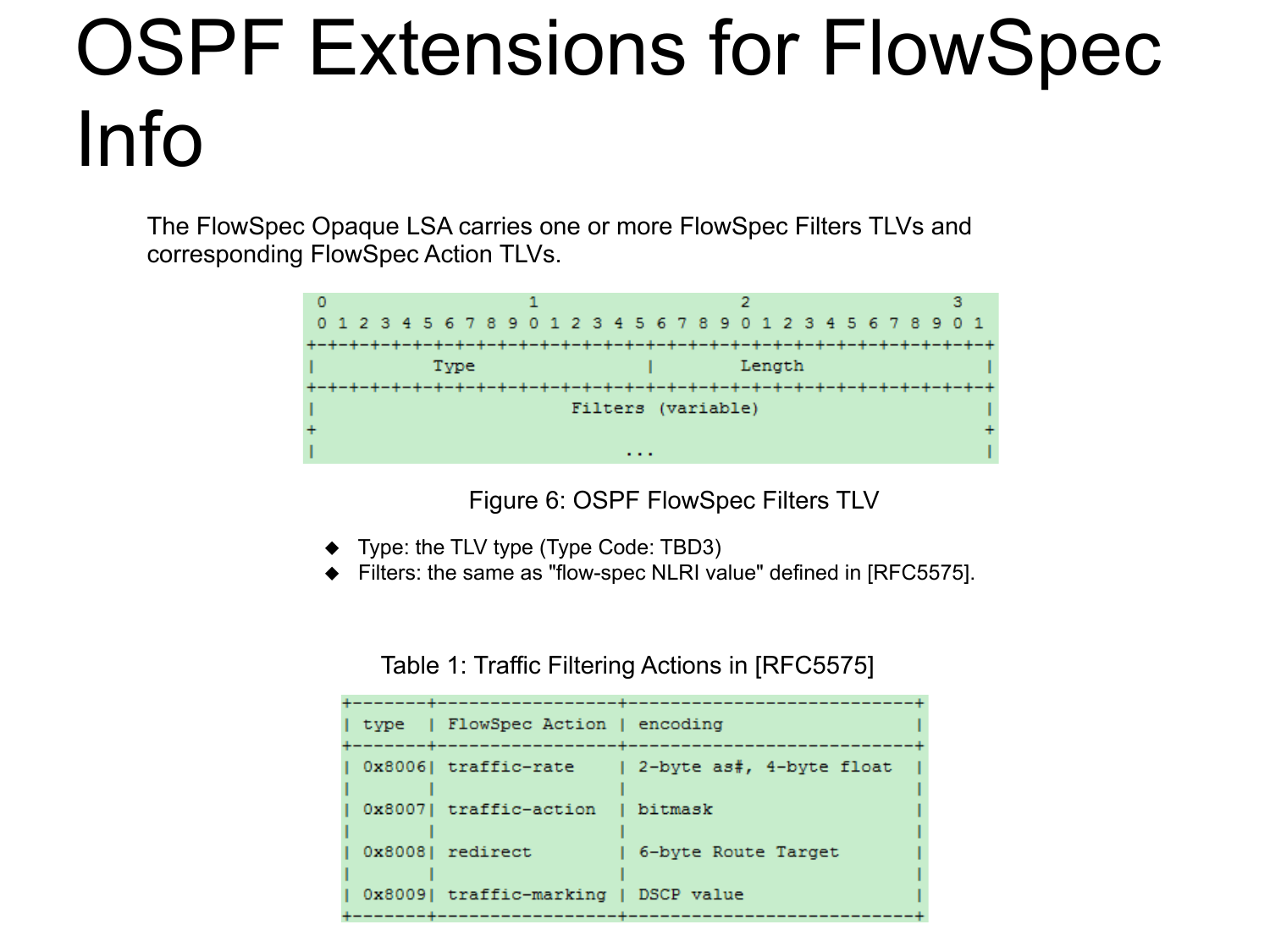# OSPF Extensions for FlowSpec Info

The FlowSpec Opaque LSA carries one or more FlowSpec Filters TLVs and corresponding FlowSpec Action TLVs.

```
 0                   1                   2                   3
 0 1 2 3 4 5 6 7 8 9 0 1 2 3 4 5 6 7 8 9 0 1 2 3 4 5 6 7 8 9 0 1
+-+-+-+-+-+-+-+-+-+-+-+-+-+-+-+-+-+-+-+-+-+-+-+-+-+-+-+-+-+-+-+-+
|            Type               |            Length             |
+-+-+-+-+-+-+-+-+-+-+-+-+-+-+-+-+-+-+-+-+-+-+-+-+-+-+-+-+-+-+-+-+
|                        Filters (variable)                     |
+                                                               +
|                             ...                               |
```

Figure 6: OSPF FlowSpec Filters TLV

- Type: the TLV type (Type Code: TBD3)
- Filters: the same as "flow-spec NLRI value" defined in [RFC5575].

Table 1: Traffic Filtering Actions in [RFC5575]

| type | FlowSpec Action | encoding |
|---|---|---|
| 0x8006 | traffic-rate | 2-byte as#, 4-byte float |
| 0x8007 | traffic-action | bitmask |
| 0x8008 | redirect | 6-byte Route Target |
| 0x8009 | traffic-marking | DSCP value |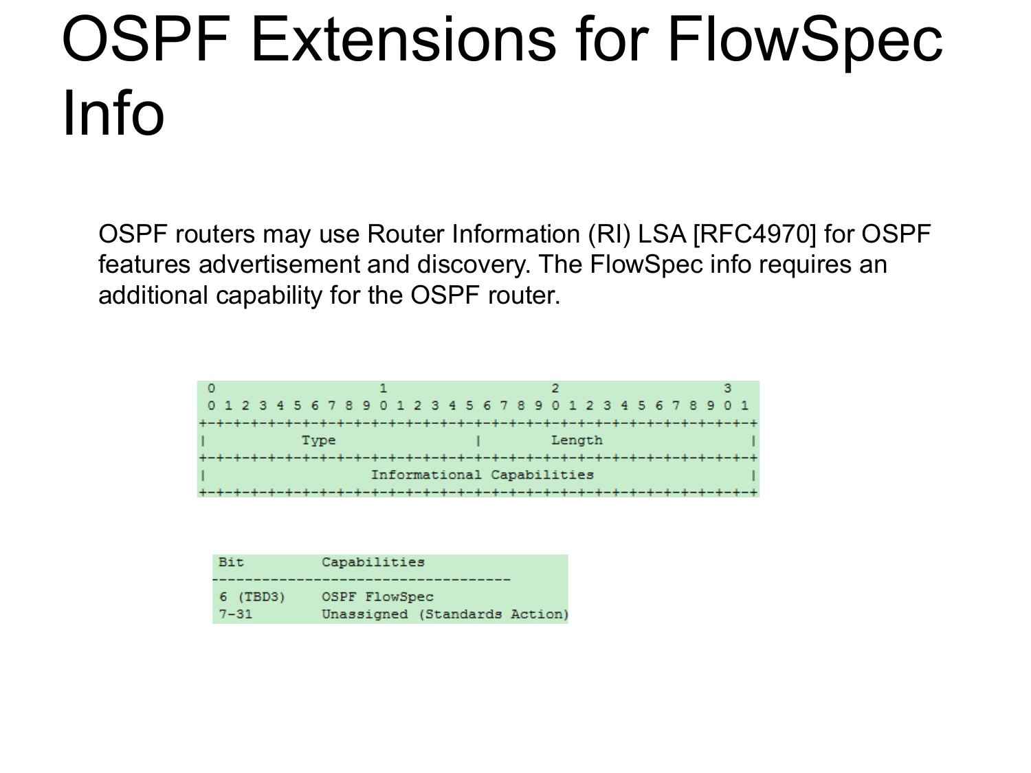# OSPF Extensions for FlowSpec Info

OSPF routers may use Router Information (RI) LSA [RFC4970] for OSPF features advertisement and discovery. The FlowSpec info requires an additional capability for the OSPF router.

```
 0                   1                   2                   3
 0 1 2 3 4 5 6 7 8 9 0 1 2 3 4 5 6 7 8 9 0 1 2 3 4 5 6 7 8 9 0 1
+-+-+-+-+-+-+-+-+-+-+-+-+-+-+-+-+-+-+-+-+-+-+-+-+-+-+-+-+-+-+-+-+
|             Type              |            Length             |
+-+-+-+-+-+-+-+-+-+-+-+-+-+-+-+-+-+-+-+-+-+-+-+-+-+-+-+-+-+-+-+-+
|                   Informational Capabilities                  |
+-+-+-+-+-+-+-+-+-+-+-+-+-+-+-+-+-+-+-+-+-+-+-+-+-+-+-+-+-+-+-+-+
```

```
Bit         Capabilities
---------------------------------
6 (TBD3)    OSPF FlowSpec
7-31        Unassigned (Standards Action)
```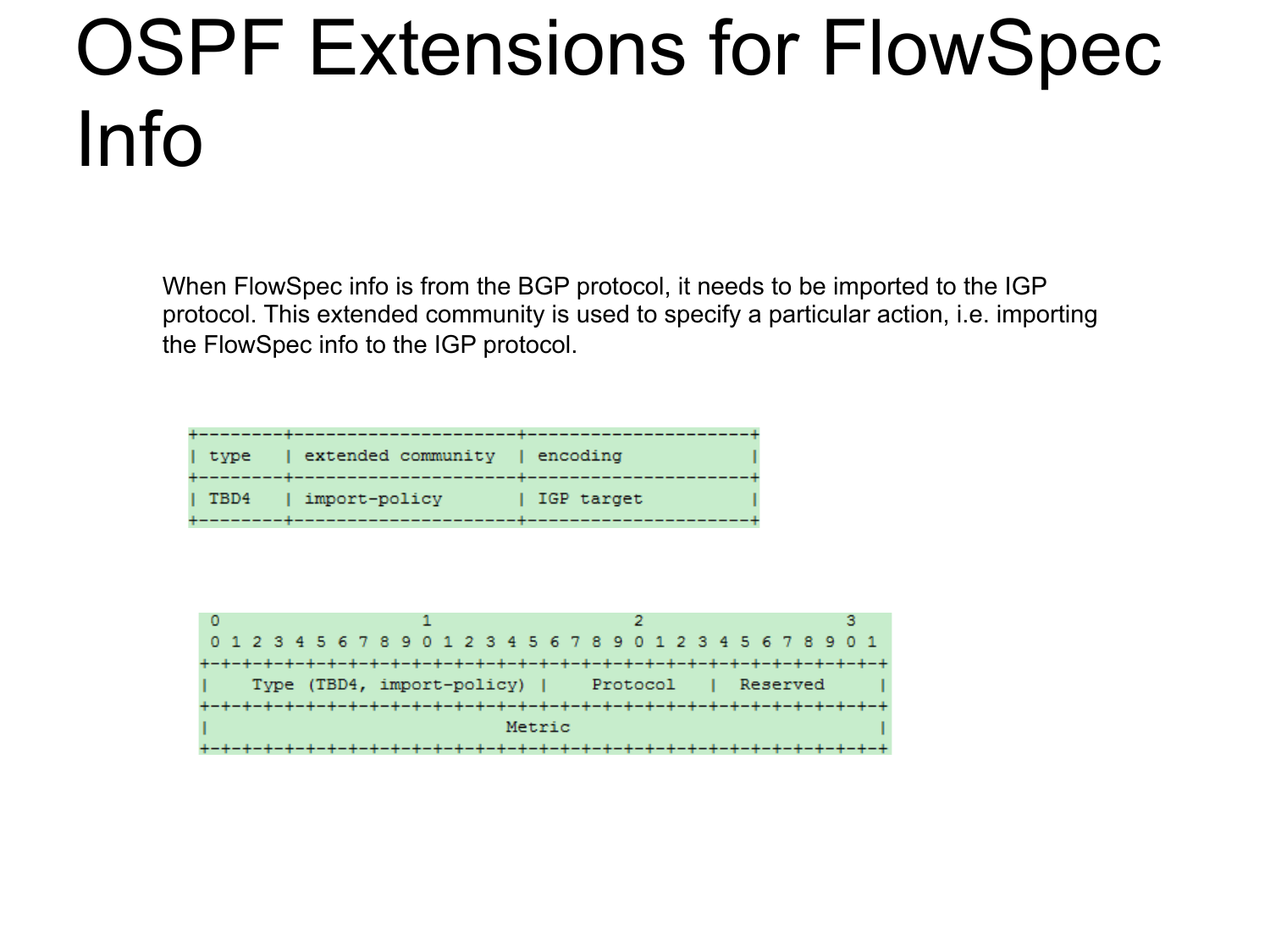# OSPF Extensions for FlowSpec Info

When FlowSpec info is from the BGP protocol, it needs to be imported to the IGP protocol. This extended community is used to specify a particular action, i.e. importing the FlowSpec info to the IGP protocol.

```
+--------+--------------------+--------------------+
| type   | extended community | encoding           |
+--------+--------------------+--------------------+
| TBD4   | import-policy      | IGP target         |
+--------+--------------------+--------------------+
```

```
 0                   1                   2                   3
 0 1 2 3 4 5 6 7 8 9 0 1 2 3 4 5 6 7 8 9 0 1 2 3 4 5 6 7 8 9 0 1
+-+-+-+-+-+-+-+-+-+-+-+-+-+-+-+-+-+-+-+-+-+-+-+-+-+-+-+-+-+-+-+-+
|    Type (TBD4, import-policy) |     Protocol    |  Reserved   |
+-+-+-+-+-+-+-+-+-+-+-+-+-+-+-+-+-+-+-+-+-+-+-+-+-+-+-+-+-+-+-+-+
|                            Metric                             |
+-+-+-+-+-+-+-+-+-+-+-+-+-+-+-+-+-+-+-+-+-+-+-+-+-+-+-+-+-+-+-+-+
```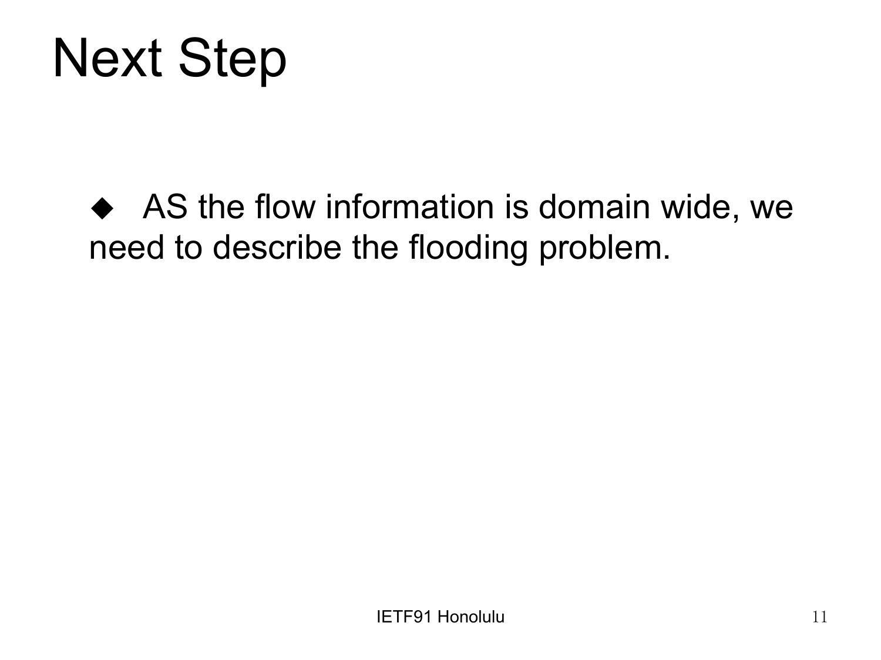# Next Step

- AS the flow information is domain wide, we need to describe the flooding problem.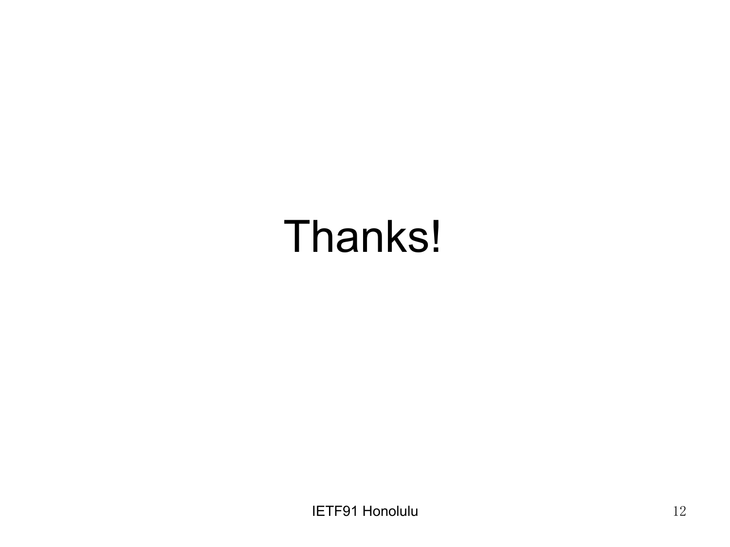# Thanks!